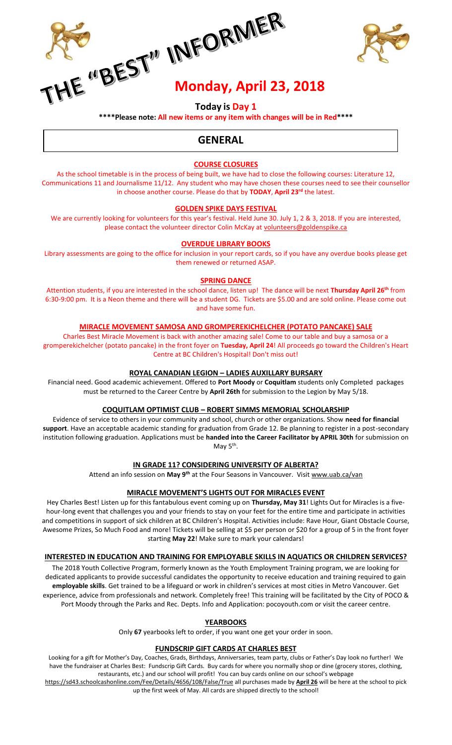# THE "BEST" INFORMER

# Monday, April 23, 2018

### Today is Day 1

**\*\*\*\*Please note: All new items or any item with changes will be in Red\*\*\*\***

## GENERAL

### COURSE CLOSURES

As the school timetable is in the process of being built, we have had to close the following courses: Literature 12, Communications 11 and Journalisme 11/12. Any student who may have chosen these courses need to see their counsellor in choose another course. Please do that by **TODAY**, **April 23rd** the latest.

### GOLDEN SPIKE DAYS FESTIVAL

We are currently looking for volunteers for this year's festival. Held June 30. July 1, 2 & 3, 2018. If you are interested, please contact the volunteer director Colin McKay at volunteers@goldenspike.ca

### OVERDUE LIBRARY BOOKS

Library assessments are going to the office for inclusion in your report cards, so if you have any overdue books please get them renewed or returned ASAP.

### SPRING DANCE

Attention students, if you are interested in the school dance, listen up! The dance will be next **Thursday April 26th** from 6:30-9:00 pm. It is a Neon theme and there will be a student DG. Tickets are $5.00 and are sold online. Please come out and have some fun.

### MIRACLE MOVEMENT SAMOSA AND GROMPEREKICHELCHER (POTATO PANCAKE) SALE

Charles Best Miracle Movement is back with another amazing sale! Come to our table and buy a samosa or a gromperekichelcher (potato pancake) in the front foyer on **Tuesday, April 24**! All proceeds go toward the Children's Heart Centre at BC Children's Hospital! Don't miss out!

### ROYAL CANADIAN LEGION – LADIES AUXILLARY BURSARY

Financial need. Good academic achievement. Offered to **Port Moody** or **Coquitlam** students only Completed packages must be returned to the Career Centre by **April 26th** for submission to the Legion by May 5/18.

### COQUITLAM OPTIMIST CLUB – ROBERT SIMMS MEMORIAL SCHOLARSHIP

Evidence of service to others in your community and school, church or other organizations. Show **need for financial support**. Have an acceptable academic standing for graduation from Grade 12. Be planning to register in a post-secondary institution following graduation. Applications must be **handed into the Career Facilitator by APRIL 30th** for submission on May 5th.

### IN GRADE 11? CONSIDERING UNIVERSITY OF ALBERTA?

Attend an info session on **May 9th** at the Four Seasons in Vancouver. Visit www.uab.ca/van

### MIRACLE MOVEMENT'S LIGHTS OUT FOR MIRACLES EVENT

Hey Charles Best! Listen up for this fantabulous event coming up on **Thursday, May 31**! Lights Out for Miracles is a five-hour-long event that challenges you and your friends to stay on your feet for the entire time and participate in activities and competitions in support of sick children at BC Children's Hospital. Activities include: Rave Hour, Giant Obstacle Course, Awesome Prizes, So Much Food and more! Tickets will be selling at $5 per person or $20 for a group of 5 in the front foyer starting **May 22**! Make sure to mark your calendars!

### INTERESTED IN EDUCATION AND TRAINING FOR EMPLOYABLE SKILLS IN AQUATICS OR CHILDREN SERVICES?

The 2018 Youth Collective Program, formerly known as the Youth Employment Training program, we are looking for dedicated applicants to provide successful candidates the opportunity to receive education and training required to gain **employable skills**. Get trained to be a lifeguard or work in children's services at most cities in Metro Vancouver. Get experience, advice from professionals and network. Completely free! This training will be facilitated by the City of POCO & Port Moody through the Parks and Rec. Depts. Info and Application: pocoyouth.com or visit the career centre.

### YEARBOOKS

Only **67** yearbooks left to order, if you want one get your order in soon.

### FUNDSCRIP GIFT CARDS AT CHARLES BEST

Looking for a gift for Mother's Day, Coaches, Grads, Birthdays, Anniversaries, team party, clubs or Father's Day look no further! We have the fundraiser at Charles Best: Fundscrip Gift Cards. Buy cards for where you normally shop or dine (grocery stores, clothing, restaurants, etc.) and our school will profit! You can buy cards online on our school's webpage https://sd43.schoolcashonline.com/Fee/Details/4656/108/False/True all purchases made by **April 26** will be here at the school to pick up the first week of May. All cards are shipped directly to the school!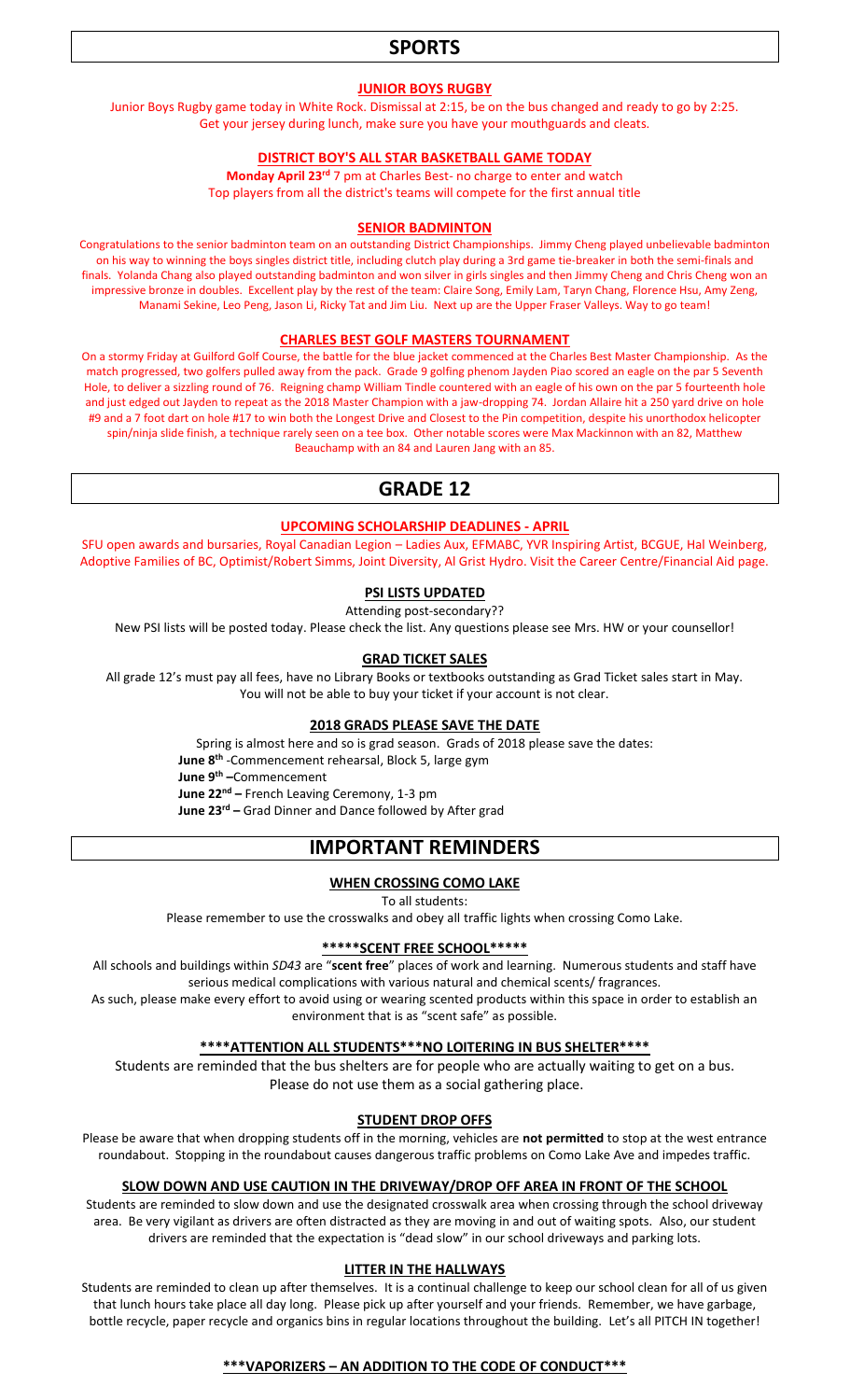# SPORTS

### JUNIOR BOYS RUGBY

Junior Boys Rugby game today in White Rock. Dismissal at 2:15, be on the bus changed and ready to go by 2:25. Get your jersey during lunch, make sure you have your mouthguards and cleats.

### DISTRICT BOY'S ALL STAR BASKETBALL GAME TODAY

**Monday April 23rd** 7 pm at Charles Best- no charge to enter and watch
Top players from all the district's teams will compete for the first annual title

### SENIOR BADMINTON

Congratulations to the senior badminton team on an outstanding District Championships. Jimmy Cheng played unbelievable badminton on his way to winning the boys singles district title, including clutch play during a 3rd game tie-breaker in both the semi-finals and finals. Yolanda Chang also played outstanding badminton and won silver in girls singles and then Jimmy Cheng and Chris Cheng won an impressive bronze in doubles. Excellent play by the rest of the team: Claire Song, Emily Lam, Taryn Chang, Florence Hsu, Amy Zeng, Manami Sekine, Leo Peng, Jason Li, Ricky Tat and Jim Liu. Next up are the Upper Fraser Valleys. Way to go team!

### CHARLES BEST GOLF MASTERS TOURNAMENT

On a stormy Friday at Guilford Golf Course, the battle for the blue jacket commenced at the Charles Best Master Championship. As the match progressed, two golfers pulled away from the pack. Grade 9 golfing phenom Jayden Piao scored an eagle on the par 5 Seventh Hole, to deliver a sizzling round of 76. Reigning champ William Tindle countered with an eagle of his own on the par 5 fourteenth hole and just edged out Jayden to repeat as the 2018 Master Champion with a jaw-dropping 74. Jordan Allaire hit a 250 yard drive on hole #9 and a 7 foot dart on hole #17 to win both the Longest Drive and Closest to the Pin competition, despite his unorthodox helicopter spin/ninja slide finish, a technique rarely seen on a tee box. Other notable scores were Max Mackinnon with an 82, Matthew Beauchamp with an 84 and Lauren Jang with an 85.

# GRADE 12

### UPCOMING SCHOLARSHIP DEADLINES - APRIL

SFU open awards and bursaries, Royal Canadian Legion – Ladies Aux, EFMABC, YVR Inspiring Artist, BCGUE, Hal Weinberg, Adoptive Families of BC, Optimist/Robert Simms, Joint Diversity, Al Grist Hydro. Visit the Career Centre/Financial Aid page.

### PSI LISTS UPDATED

Attending post-secondary??

New PSI lists will be posted today. Please check the list. Any questions please see Mrs. HW or your counsellor!

### GRAD TICKET SALES

All grade 12's must pay all fees, have no Library Books or textbooks outstanding as Grad Ticket sales start in May. You will not be able to buy your ticket if your account is not clear.

### 2018 GRADS PLEASE SAVE THE DATE

Spring is almost here and so is grad season. Grads of 2018 please save the dates:

**June 8th** -Commencement rehearsal, Block 5, large gym
**June 9th** –Commencement
**June 22nd** – French Leaving Ceremony, 1-3 pm
**June 23rd** – Grad Dinner and Dance followed by After grad

# IMPORTANT REMINDERS

### WHEN CROSSING COMO LAKE

To all students:

Please remember to use the crosswalks and obey all traffic lights when crossing Como Lake.

### *****SCENT FREE SCHOOL*****

All schools and buildings within *SD43* are "**scent free**" places of work and learning. Numerous students and staff have serious medical complications with various natural and chemical scents/ fragrances.

As such, please make every effort to avoid using or wearing scented products within this space in order to establish an environment that is as "scent safe" as possible.

### ****ATTENTION ALL STUDENTS***NO LOITERING IN BUS SHELTER****

Students are reminded that the bus shelters are for people who are actually waiting to get on a bus. Please do not use them as a social gathering place.

### STUDENT DROP OFFS

Please be aware that when dropping students off in the morning, vehicles are **not permitted** to stop at the west entrance roundabout. Stopping in the roundabout causes dangerous traffic problems on Como Lake Ave and impedes traffic.

### SLOW DOWN AND USE CAUTION IN THE DRIVEWAY/DROP OFF AREA IN FRONT OF THE SCHOOL

Students are reminded to slow down and use the designated crosswalk area when crossing through the school driveway area. Be very vigilant as drivers are often distracted as they are moving in and out of waiting spots. Also, our student drivers are reminded that the expectation is "dead slow" in our school driveways and parking lots.

### LITTER IN THE HALLWAYS

Students are reminded to clean up after themselves. It is a continual challenge to keep our school clean for all of us given that lunch hours take place all day long. Please pick up after yourself and your friends. Remember, we have garbage, bottle recycle, paper recycle and organics bins in regular locations throughout the building. Let's all PITCH IN together!

### ***VAPORIZERS – AN ADDITION TO THE CODE OF CONDUCT***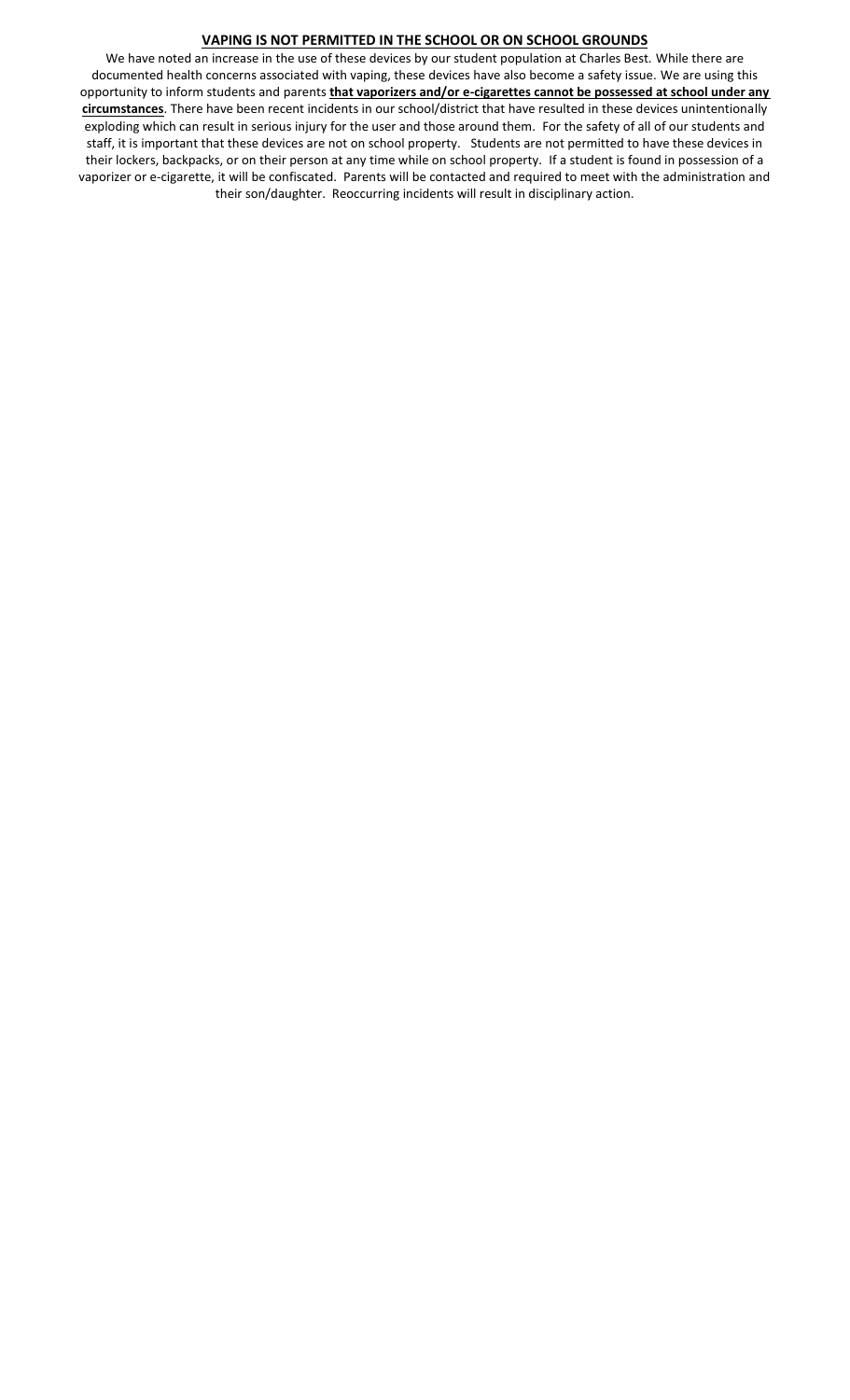## **VAPING IS NOT PERMITTED IN THE SCHOOL OR ON SCHOOL GROUNDS**

We have noted an increase in the use of these devices by our student population at Charles Best. While there are documented health concerns associated with vaping, these devices have also become a safety issue. We are using this opportunity to inform students and parents **that vaporizers and/or e-cigarettes cannot be possessed at school under any circumstances**. There have been recent incidents in our school/district that have resulted in these devices unintentionally exploding which can result in serious injury for the user and those around them. For the safety of all of our students and staff, it is important that these devices are not on school property. Students are not permitted to have these devices in their lockers, backpacks, or on their person at any time while on school property. If a student is found in possession of a vaporizer or e-cigarette, it will be confiscated. Parents will be contacted and required to meet with the administration and their son/daughter. Reoccurring incidents will result in disciplinary action.